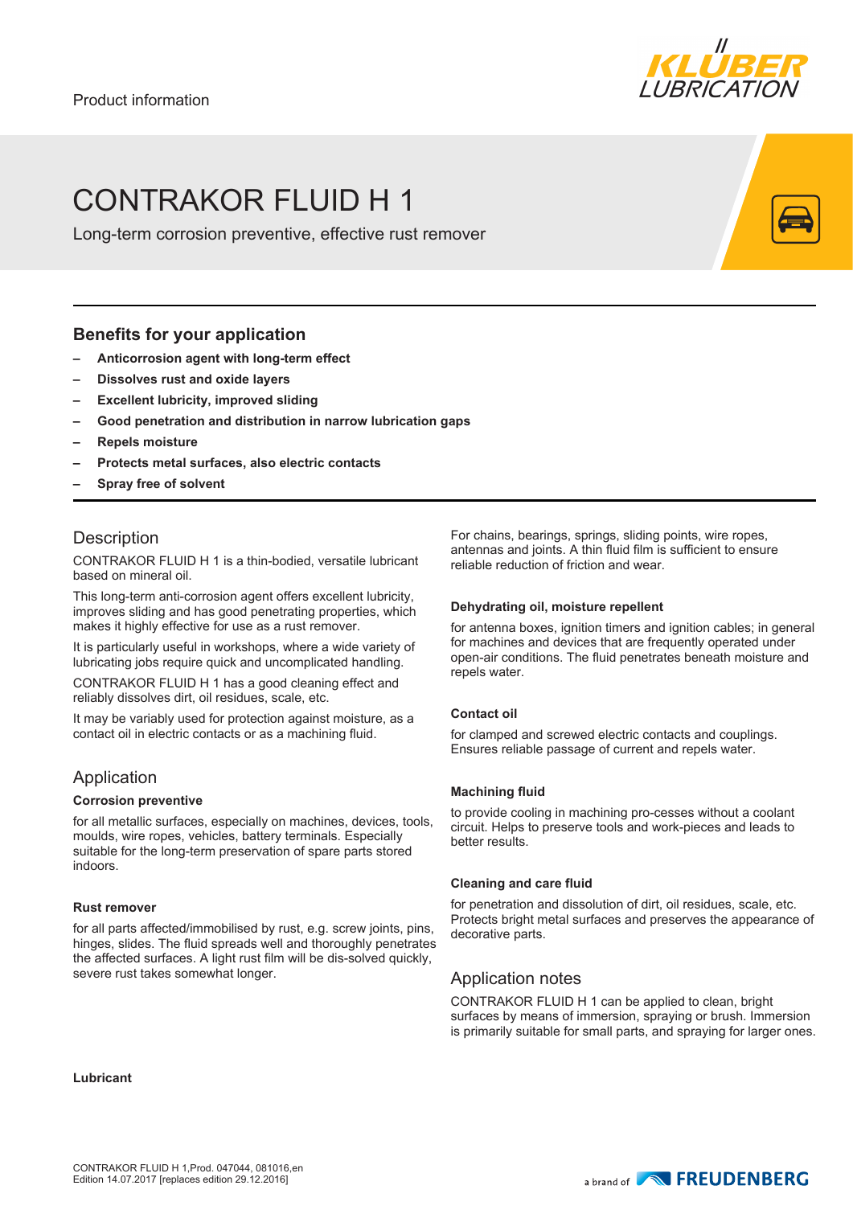Product information

# CONTRAKOR FLUID H 1

Long-term corrosion preventive, effective rust remover

## Benefits for your application

- **Anticorrosion agent with long-term effect**
- **Dissolves rust and oxide layers**
- **Excellent lubricity, improved sliding**
- **Good penetration and distribution in narrow lubrication gaps**
- **Repels moisture**
- **Protects metal surfaces, also electric contacts**
- **Spray free of solvent**

## Description

CONTRAKOR FLUID H 1 is a thin-bodied, versatile lubricant based on mineral oil.

This long-term anti-corrosion agent offers excellent lubricity, improves sliding and has good penetrating properties, which makes it highly effective for use as a rust remover.

It is particularly useful in workshops, where a wide variety of lubricating jobs require quick and uncomplicated handling.

CONTRAKOR FLUID H 1 has a good cleaning effect and reliably dissolves dirt, oil residues, scale, etc.

It may be variably used for protection against moisture, as a contact oil in electric contacts or as a machining fluid.

## Application

**Corrosion preventive**

for all metallic surfaces, especially on machines, devices, tools, moulds, wire ropes, vehicles, battery terminals. Especially suitable for the long-term preservation of spare parts stored indoors.

**Rust remover**

for all parts affected/immobilised by rust, e.g. screw joints, pins, hinges, slides. The fluid spreads well and thoroughly penetrates the affected surfaces. A light rust film will be dis-solved quickly, severe rust takes somewhat longer.

For chains, bearings, springs, sliding points, wire ropes, antennas and joints. A thin fluid film is sufficient to ensure reliable reduction of friction and wear.

**Dehydrating oil, moisture repellent**

for antenna boxes, ignition timers and ignition cables; in general for machines and devices that are frequently operated under open-air conditions. The fluid penetrates beneath moisture and repels water.

**Contact oil**

for clamped and screwed electric contacts and couplings. Ensures reliable passage of current and repels water.

**Machining fluid**

to provide cooling in machining pro-cesses without a coolant circuit. Helps to preserve tools and work-pieces and leads to better results.

**Cleaning and care fluid**

for penetration and dissolution of dirt, oil residues, scale, etc. Protects bright metal surfaces and preserves the appearance of decorative parts.

## Application notes

CONTRAKOR FLUID H 1 can be applied to clean, bright surfaces by means of immersion, spraying or brush. Immersion is primarily suitable for small parts, and spraying for larger ones.

**Lubricant**

CONTRAKOR FLUID H 1,Prod. 047044, 081016,en
Edition 14.07.2017 [replaces edition 29.12.2016]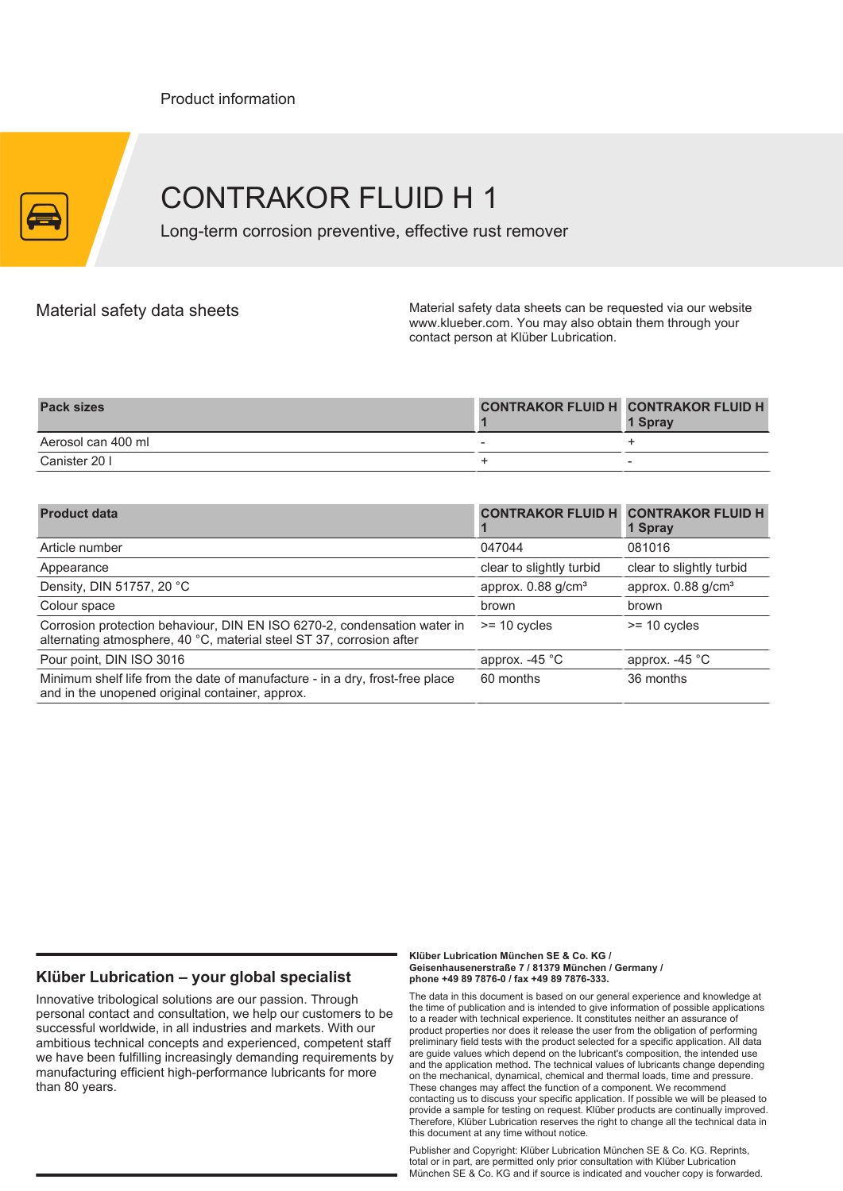Product information

# CONTRAKOR FLUID H 1

Long-term corrosion preventive, effective rust remover

## Material safety data sheets

Material safety data sheets can be requested via our website www.klueber.com. You may also obtain them through your contact person at Klüber Lubrication.

| Pack sizes | CONTRAKOR FLUID H 1 | CONTRAKOR FLUID H 1 Spray |
|---|---|---|
| Aerosol can 400 ml | - | + |
| Canister 20 l | + | - |

| Product data | CONTRAKOR FLUID H 1 | CONTRAKOR FLUID H 1 Spray |
|---|---|---|
| Article number | 047044 | 081016 |
| Appearance | clear to slightly turbid | clear to slightly turbid |
| Density, DIN 51757, 20 °C | approx. 0.88 g/cm³ | approx. 0.88 g/cm³ |
| Colour space | brown | brown |
| Corrosion protection behaviour, DIN EN ISO 6270-2, condensation water in alternating atmosphere, 40 °C, material steel ST 37, corrosion after | >= 10 cycles | >= 10 cycles |
| Pour point, DIN ISO 3016 | approx. -45 °C | approx. -45 °C |
| Minimum shelf life from the date of manufacture - in a dry, frost-free place and in the unopened original container, approx. | 60 months | 36 months |

## Klüber Lubrication – your global specialist

Innovative tribological solutions are our passion. Through personal contact and consultation, we help our customers to be successful worldwide, in all industries and markets. With our ambitious technical concepts and experienced, competent staff we have been fulfilling increasingly demanding requirements by manufacturing efficient high-performance lubricants for more than 80 years.

**Klüber Lubrication München SE & Co. KG / Geisenhausenerstraße 7 / 81379 München / Germany / phone +49 89 7876-0 / fax +49 89 7876-333.**

The data in this document is based on our general experience and knowledge at the time of publication and is intended to give information of possible applications to a reader with technical experience. It constitutes neither an assurance of product properties nor does it release the user from the obligation of performing preliminary field tests with the product selected for a specific application. All data are guide values which depend on the lubricant's composition, the intended use and the application method. The technical values of lubricants change depending on the mechanical, dynamical, chemical and thermal loads, time and pressure. These changes may affect the function of a component. We recommend contacting us to discuss your specific application. If possible we will be pleased to provide a sample for testing on request. Klüber products are continually improved. Therefore, Klüber Lubrication reserves the right to change all the technical data in this document at any time without notice.

Publisher and Copyright: Klüber Lubrication München SE & Co. KG. Reprints, total or in part, are permitted only prior consultation with Klüber Lubrication München SE & Co. KG and if source is indicated and voucher copy is forwarded.